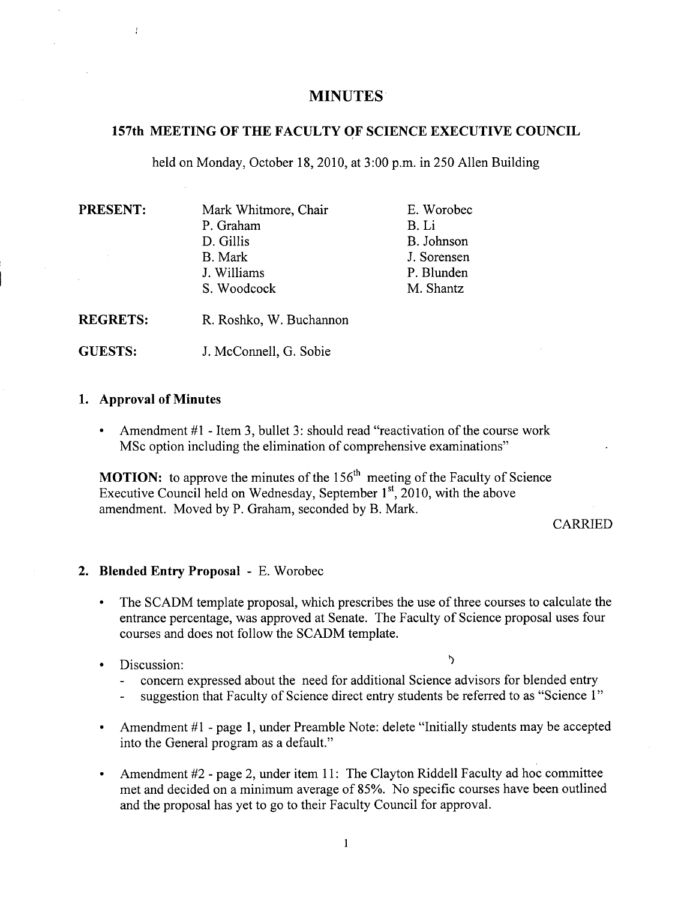# MINUTES

## 157th MEETING OF THE FACULTY OF SCIENCE EXECUTIVE COUNCIL

held on Monday, October 18, 2010, at 3:00 p.m. in 250 Allen Building

| | | |
|---|---|---|
| **PRESENT:** | Mark Whitmore, Chair | E. Worobec |
| | P. Graham | B. Li |
| | D. Gillis | B. Johnson |
| | B. Mark | J. Sorensen |
| | J. Williams | P. Blunden |
| | S. Woodcock | M. Shantz |
| **REGRETS:** | R. Roshko, W. Buchannon | |
| **GUESTS:** | J. McConnell, G. Sobie | |

### 1. Approval of Minutes

- Amendment #1 - Item 3, bullet 3: should read "reactivation of the course work MSc option including the elimination of comprehensive examinations"

**MOTION:** to approve the minutes of the 156th meeting of the Faculty of Science Executive Council held on Wednesday, September 1st, 2010, with the above amendment. Moved by P. Graham, seconded by B. Mark.

CARRIED

### 2. Blended Entry Proposal - E. Worobec

- The SCADM template proposal, which prescribes the use of three courses to calculate the entrance percentage, was approved at Senate. The Faculty of Science proposal uses four courses and does not follow the SCADM template.
- Discussion:
  - concern expressed about the need for additional Science advisors for blended entry
  - suggestion that Faculty of Science direct entry students be referred to as "Science 1"
- Amendment #1 - page 1, under Preamble Note: delete "Initially students may be accepted into the General program as a default."
- Amendment #2 - page 2, under item 11: The Clayton Riddell Faculty ad hoc committee met and decided on a minimum average of 85%. No specific courses have been outlined and the proposal has yet to go to their Faculty Council for approval.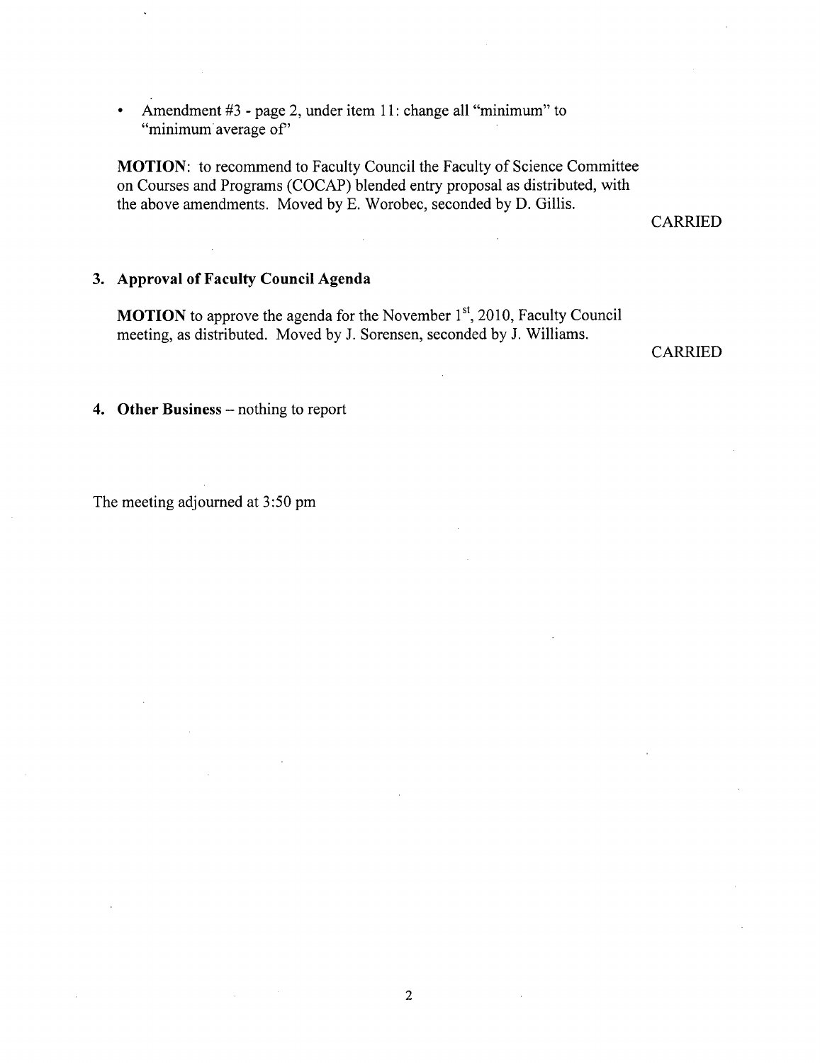- Amendment #3 - page 2, under item 11: change all "minimum" to "minimum average of"

**MOTION**: to recommend to Faculty Council the Faculty of Science Committee on Courses and Programs (COCAP) blended entry proposal as distributed, with the above amendments. Moved by E. Worobec, seconded by D. Gillis.

CARRIED

**3. Approval of Faculty Council Agenda**

**MOTION** to approve the agenda for the November 1st, 2010, Faculty Council meeting, as distributed. Moved by J. Sorensen, seconded by J. Williams.

CARRIED

**4. Other Business** – nothing to report

The meeting adjourned at 3:50 pm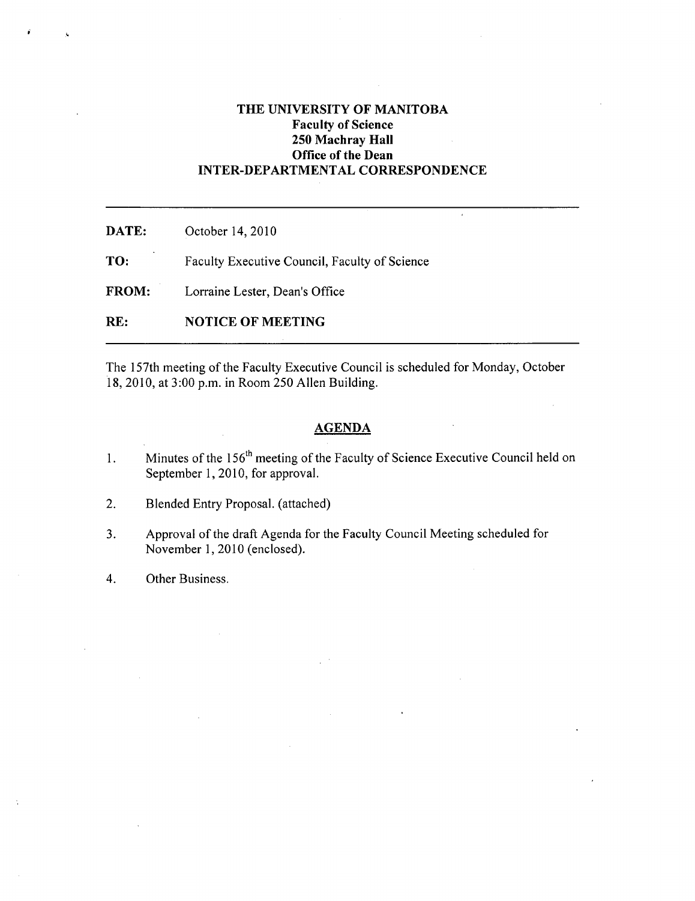**THE UNIVERSITY OF MANITOBA**
**Faculty of Science**
**250 Machray Hall**
**Office of the Dean**
**INTER-DEPARTMENTAL CORRESPONDENCE**

---

**DATE:** October 14, 2010

**TO:** Faculty Executive Council, Faculty of Science

**FROM:** Lorraine Lester, Dean's Office

**RE:** **NOTICE OF MEETING**

---

The 157th meeting of the Faculty Executive Council is scheduled for Monday, October 18, 2010, at 3:00 p.m. in Room 250 Allen Building.

## AGENDA

1. Minutes of the 156th meeting of the Faculty of Science Executive Council held on September 1, 2010, for approval.
2. Blended Entry Proposal. (attached)
3. Approval of the draft Agenda for the Faculty Council Meeting scheduled for November 1, 2010 (enclosed).
4. Other Business.